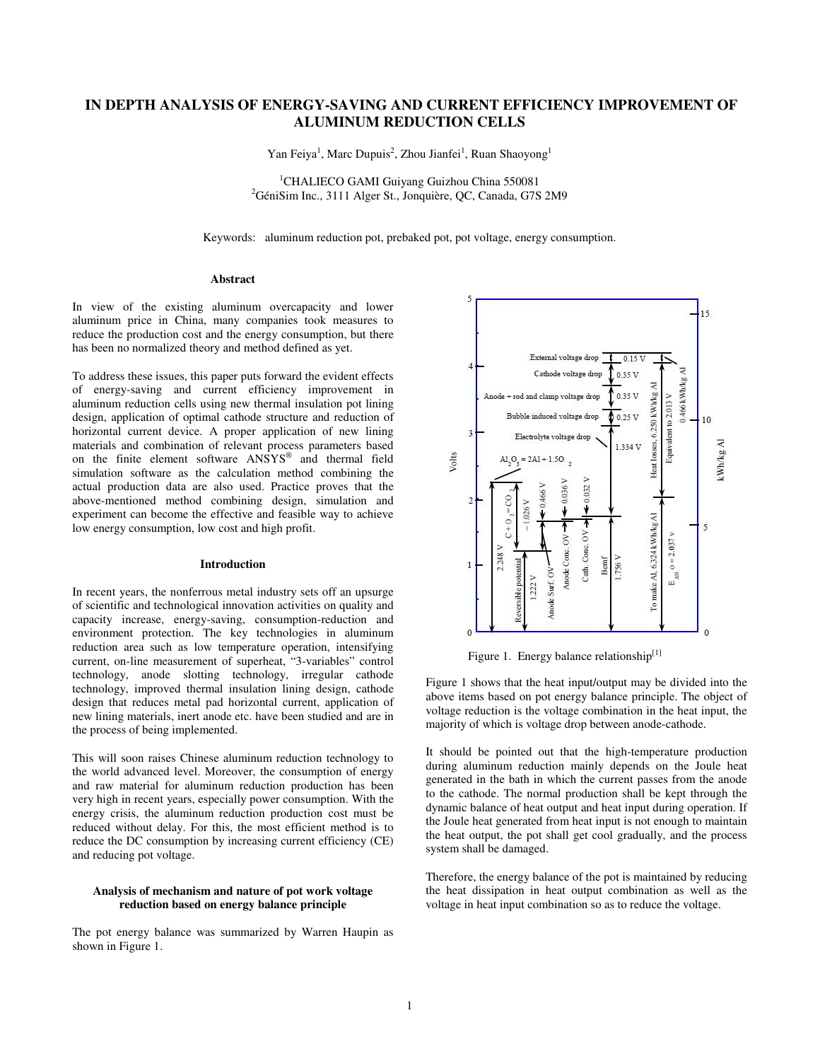# IN DEPTH ANALYSIS OF ENERGY-SAVING AND CURRENT EFFICIENCY IMPROVEMENT OF ALUMINUM REDUCTION CELLS

Yan Feiya[1], Marc Dupuis[2], Zhou Jianfei[1], Ruan Shaoyong[1]

[1]CHALIECO GAMI Guiyang Guizhou China 550081
[2]GéniSim Inc., 3111 Alger St., Jonquière, QC, Canada, G7S 2M9

Keywords: aluminum reduction pot, prebaked pot, pot voltage, energy consumption.

## Abstract

In view of the existing aluminum overcapacity and lower aluminum price in China, many companies took measures to reduce the production cost and the energy consumption, but there has been no normalized theory and method defined as yet.

To address these issues, this paper puts forward the evident effects of energy-saving and current efficiency improvement in aluminum reduction cells using new thermal insulation pot lining design, application of optimal cathode structure and reduction of horizontal current device. A proper application of new lining materials and combination of relevant process parameters based on the finite element software ANSYS® and thermal field simulation software as the calculation method combining the actual production data are also used. Practice proves that the above-mentioned method combining design, simulation and experiment can become the effective and feasible way to achieve low energy consumption, low cost and high profit.

## Introduction

In recent years, the nonferrous metal industry sets off an upsurge of scientific and technological innovation activities on quality and capacity increase, energy-saving, consumption-reduction and environment protection. The key technologies in aluminum reduction area such as low temperature operation, intensifying current, on-line measurement of superheat, "3-variables" control technology, anode slotting technology, irregular cathode technology, improved thermal insulation lining design, cathode design that reduces metal pad horizontal current, application of new lining materials, inert anode etc. have been studied and are in the process of being implemented.

This will soon raises Chinese aluminum reduction technology to the world advanced level. Moreover, the consumption of energy and raw material for aluminum reduction production has been very high in recent years, especially power consumption. With the energy crisis, the aluminum reduction production cost must be reduced without delay. For this, the most efficient method is to reduce the DC consumption by increasing current efficiency (CE) and reducing pot voltage.

### Analysis of mechanism and nature of pot work voltage reduction based on energy balance principle

The pot energy balance was summarized by Warren Haupin as shown in Figure 1.

Volts
0
1
2
3
4
5
kWh/kg Al
0
5
10
15
External voltage drop 0.15 V
Cathode voltage drop 0.35 V
Anode + rod and clamp voltage drop 0.35 V
Bubble induced voltage drop 0.25 V
Electrolyte voltage drop 1.334 V
$Al_2O_3 = 2Al + 1.5O_2$
2.248 V
$C + O_2 = CO_2$
−1.026 V
0.466 V
0.036 V
0.032 V
Reversible potential 1.222 V
Anode Surf. OV
Anode Conc. OV
Cath. Conc. OV
Bemf 1.756 V
Heat losses, 6.250 kWh/kg Al
Equivalent to 2.013 V
0.466 kWh/kg Al
To make Al, 6.324 kWh/kg Al
$E_{\Delta H}$ o = 2.037 v

Figure 1. Energy balance relationship[1]

Figure 1 shows that the heat input/output may be divided into the above items based on pot energy balance principle. The object of voltage reduction is the voltage combination in the heat input, the majority of which is voltage drop between anode-cathode.

It should be pointed out that the high-temperature production during aluminum reduction mainly depends on the Joule heat generated in the bath in which the current passes from the anode to the cathode. The normal production shall be kept through the dynamic balance of heat output and heat input during operation. If the Joule heat generated from heat input is not enough to maintain the heat output, the pot shall get cool gradually, and the process system shall be damaged.

Therefore, the energy balance of the pot is maintained by reducing the heat dissipation in heat output combination as well as the voltage in heat input combination so as to reduce the voltage.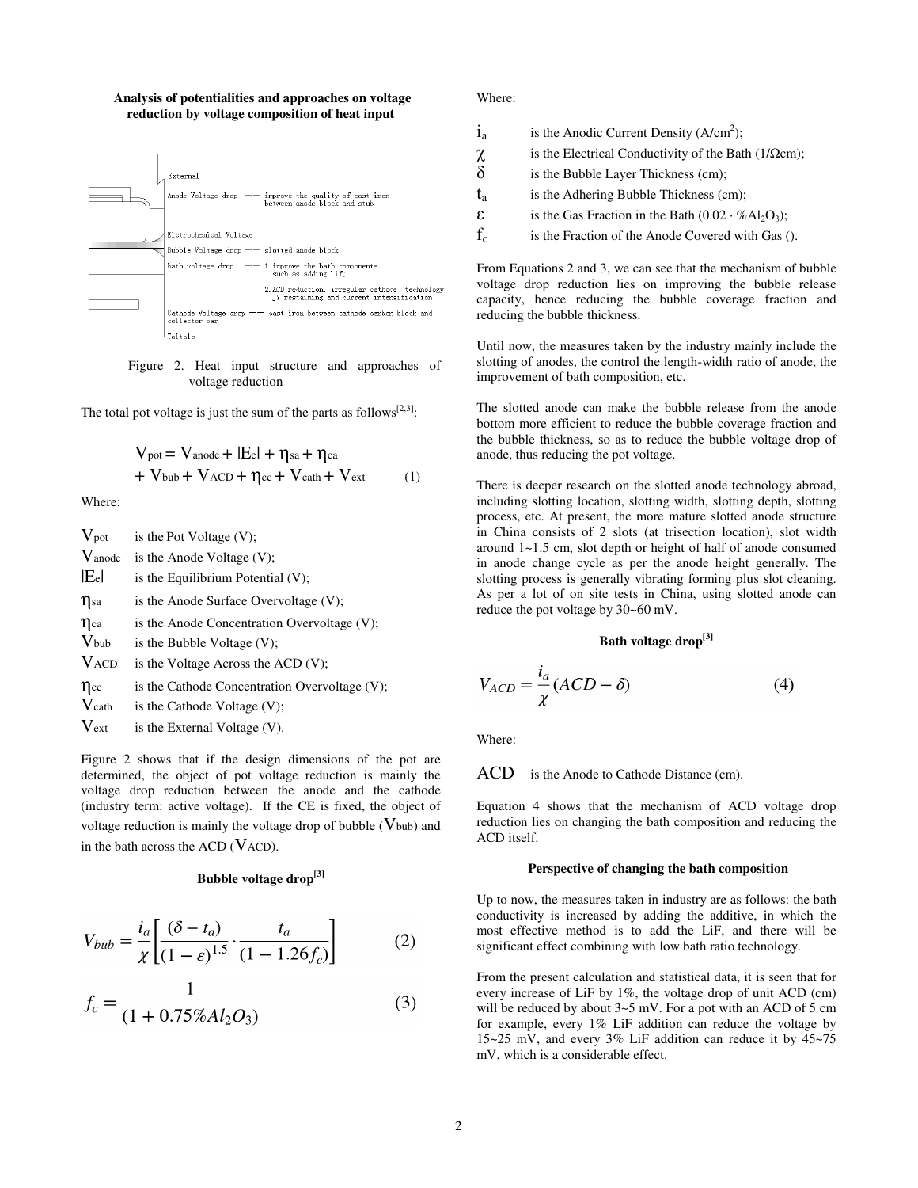**Analysis of potentialities and approaches on voltage reduction by voltage composition of heat input**

External

Anode Voltage drop —— improve the quality of cast iron between anode block and stub

Elctrochemical Voltage

Bubble Voltage drop —— slotted anode block

bath voltage drop —— 1. improve the bath components such as adding LiF.

2. ACD reduction, irregular cathode technology JY restraining and current intensification

Cathode Voltage drop —— cast iron between cathode carbon block and collector bar

Toltals

Figure 2. Heat input structure and approaches of voltage reduction

The total pot voltage is just the sum of the parts as follows[2,3]:

$$V_{pot} = V_{anode} + |E_e| + \eta_{sa} + \eta_{ca} + V_{bub} + V_{ACD} + \eta_{cc} + V_{cath} + V_{ext} \tag{1}$$

Where:

- $V_{pot}$ is the Pot Voltage (V);
- $V_{anode}$ is the Anode Voltage (V);
- $|E_e|$ is the Equilibrium Potential (V);
- $\eta_{sa}$ is the Anode Surface Overvoltage (V);
- $\eta_{ca}$ is the Anode Concentration Overvoltage (V);
- $V_{bub}$ is the Bubble Voltage (V);
- $V_{ACD}$ is the Voltage Across the ACD (V);
- $\eta_{cc}$ is the Cathode Concentration Overvoltage (V);
- $V_{cath}$ is the Cathode Voltage (V);
- $V_{ext}$ is the External Voltage (V).

Figure 2 shows that if the design dimensions of the pot are determined, the object of pot voltage reduction is mainly the voltage drop reduction between the anode and the cathode (industry term: active voltage). If the CE is fixed, the object of voltage reduction is mainly the voltage drop of bubble ($V_{bub}$) and in the bath across the ACD ($V_{ACD}$).

**Bubble voltage drop[3]**

$$V_{bub} = \frac{i_a}{\chi}\left[\frac{(\delta - t_a)}{(1-\varepsilon)^{1.5}} \cdot \frac{t_a}{(1 - 1.26 f_c)}\right] \tag{2}$$

$$f_c = \frac{1}{(1 + 0.75\% Al_2O_3)} \tag{3}$$

Where:

- $i_a$ is the Anodic Current Density ($A/cm^2$);
- $\chi$ is the Electrical Conductivity of the Bath ($1/\Omega cm$);
- $\delta$ is the Bubble Layer Thickness (cm);
- $t_a$ is the Adhering Bubble Thickness (cm);
- $\varepsilon$ is the Gas Fraction in the Bath ($0.02 \cdot \% Al_2O_3$);
- $f_c$ is the Fraction of the Anode Covered with Gas ().

From Equations 2 and 3, we can see that the mechanism of bubble voltage drop reduction lies on improving the bubble release capacity, hence reducing the bubble coverage fraction and reducing the bubble thickness.

Until now, the measures taken by the industry mainly include the slotting of anodes, the control the length-width ratio of anode, the improvement of bath composition, etc.

The slotted anode can make the bubble release from the anode bottom more efficient to reduce the bubble coverage fraction and the bubble thickness, so as to reduce the bubble voltage drop of anode, thus reducing the pot voltage.

There is deeper research on the slotted anode technology abroad, including slotting location, slotting width, slotting depth, slotting process, etc. At present, the more mature slotted anode structure in China consists of 2 slots (at trisection location), slot width around 1~1.5 cm, slot depth or height of half of anode consumed in anode change cycle as per the anode height generally. The slotting process is generally vibrating forming plus slot cleaning. As per a lot of on site tests in China, using slotted anode can reduce the pot voltage by 30~60 mV.

**Bath voltage drop[3]**

$$V_{ACD} = \frac{i_a}{\chi}(ACD - \delta) \tag{4}$$

Where:

- $ACD$ is the Anode to Cathode Distance (cm).

Equation 4 shows that the mechanism of ACD voltage drop reduction lies on changing the bath composition and reducing the ACD itself.

**Perspective of changing the bath composition**

Up to now, the measures taken in industry are as follows: the bath conductivity is increased by adding the additive, in which the most effective method is to add the LiF, and there will be significant effect combining with low bath ratio technology.

From the present calculation and statistical data, it is seen that for every increase of LiF by 1%, the voltage drop of unit ACD (cm) will be reduced by about 3~5 mV. For a pot with an ACD of 5 cm for example, every 1% LiF addition can reduce the voltage by 15~25 mV, and every 3% LiF addition can reduce it by 45~75 mV, which is a considerable effect.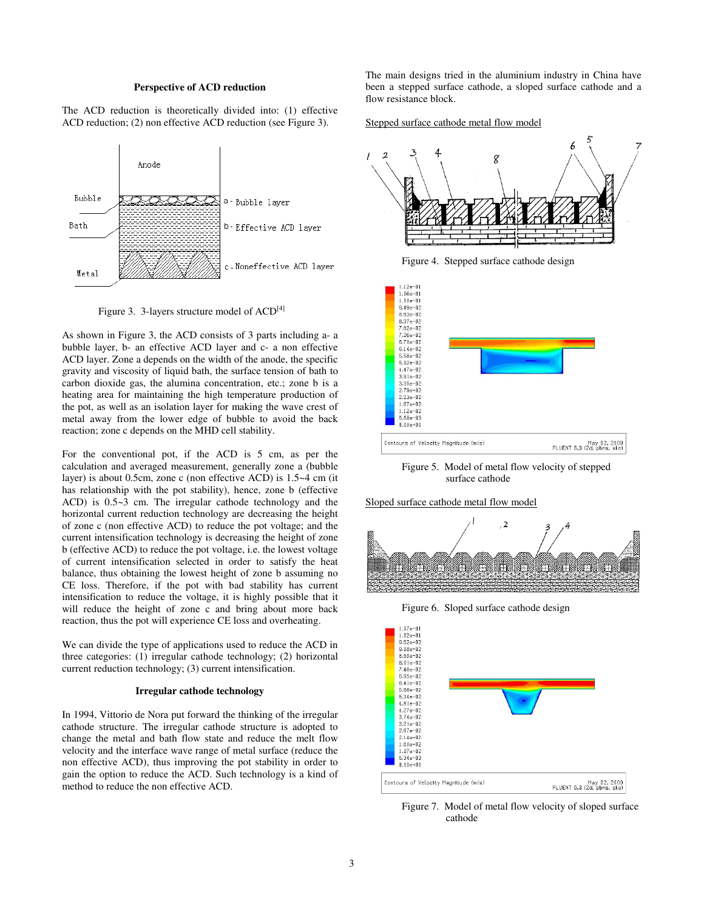### Perspective of ACD reduction

The ACD reduction is theoretically divided into: (1) effective ACD reduction; (2) non effective ACD reduction (see Figure 3).

Figure 3. 3-layers structure model of ACD[4]

As shown in Figure 3, the ACD consists of 3 parts including a- a bubble layer, b- an effective ACD layer and c- a non effective ACD layer. Zone a depends on the width of the anode, the specific gravity and viscosity of liquid bath, the surface tension of bath to carbon dioxide gas, the alumina concentration, etc.; zone b is a heating area for maintaining the high temperature production of the pot, as well as an isolation layer for making the wave crest of metal away from the lower edge of bubble to avoid the back reaction; zone c depends on the MHD cell stability.

For the conventional pot, if the ACD is 5 cm, as per the calculation and averaged measurement, generally zone a (bubble layer) is about 0.5cm, zone c (non effective ACD) is 1.5~4 cm (it has relationship with the pot stability), hence, zone b (effective ACD) is 0.5~3 cm. The irregular cathode technology and the horizontal current reduction technology are decreasing the height of zone c (non effective ACD) to reduce the pot voltage; and the current intensification technology is decreasing the height of zone b (effective ACD) to reduce the pot voltage, i.e. the lowest voltage of current intensification selected in order to satisfy the heat balance, thus obtaining the lowest height of zone b assuming no CE loss. Therefore, if the pot with bad stability has current intensification to reduce the voltage, it is highly possible that it will reduce the height of zone c and bring about more back reaction, thus the pot will experience CE loss and overheating.

We can divide the type of applications used to reduce the ACD in three categories: (1) irregular cathode technology; (2) horizontal current reduction technology; (3) current intensification.

### Irregular cathode technology

In 1994, Vittorio de Nora put forward the thinking of the irregular cathode structure. The irregular cathode structure is adopted to change the metal and bath flow state and reduce the melt flow velocity and the interface wave range of metal surface (reduce the non effective ACD), thus improving the pot stability in order to gain the option to reduce the ACD. Such technology is a kind of method to reduce the non effective ACD.

The main designs tried in the aluminium industry in China have been a stepped surface cathode, a sloped surface cathode and a flow resistance block.

Stepped surface cathode metal flow model

Figure 4. Stepped surface cathode design

Figure 5. Model of metal flow velocity of stepped surface cathode

Sloped surface cathode metal flow model

Figure 6. Sloped surface cathode design

Figure 7. Model of metal flow velocity of sloped surface cathode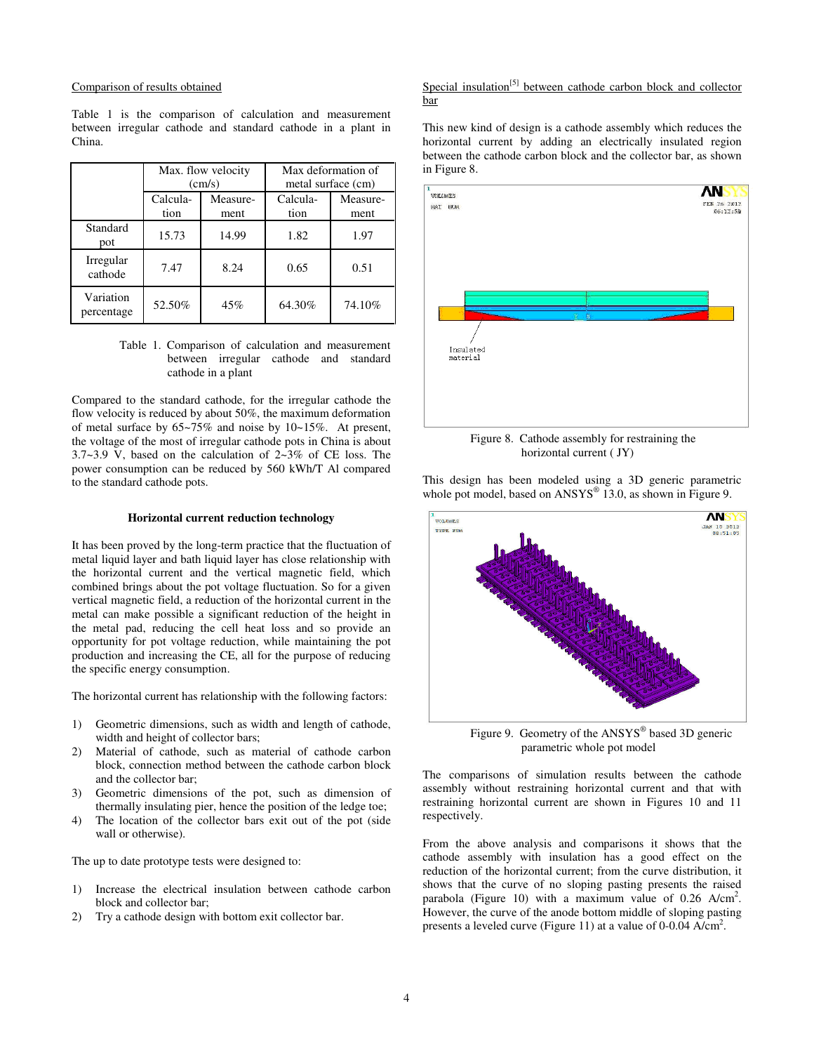Comparison of results obtained

Table 1 is the comparison of calculation and measurement between irregular cathode and standard cathode in a plant in China.

| | Max. flow velocity (cm/s) | | Max deformation of metal surface (cm) | |
|---|---|---|---|---|
| | Calculation | Measurement | Calculation | Measurement |
| Standard pot | 15.73 | 14.99 | 1.82 | 1.97 |
| Irregular cathode | 7.47 | 8.24 | 0.65 | 0.51 |
| Variation percentage | 52.50% | 45% | 64.30% | 74.10% |

Table 1. Comparison of calculation and measurement between irregular cathode and standard cathode in a plant

Compared to the standard cathode, for the irregular cathode the flow velocity is reduced by about 50%, the maximum deformation of metal surface by 65~75% and noise by 10~15%. At present, the voltage of the most of irregular cathode pots in China is about 3.7~3.9 V, based on the calculation of 2~3% of CE loss. The power consumption can be reduced by 560 kWh/T Al compared to the standard cathode pots.

### Horizontal current reduction technology

It has been proved by the long-term practice that the fluctuation of metal liquid layer and bath liquid layer has close relationship with the horizontal current and the vertical magnetic field, which combined brings about the pot voltage fluctuation. So for a given vertical magnetic field, a reduction of the horizontal current in the metal can make possible a significant reduction of the height in the metal pad, reducing the cell heat loss and so provide an opportunity for pot voltage reduction, while maintaining the pot production and increasing the CE, all for the purpose of reducing the specific energy consumption.

The horizontal current has relationship with the following factors:

1) Geometric dimensions, such as width and length of cathode, width and height of collector bars;
2) Material of cathode, such as material of cathode carbon block, connection method between the cathode carbon block and the collector bar;
3) Geometric dimensions of the pot, such as dimension of thermally insulating pier, hence the position of the ledge toe;
4) The location of the collector bars exit out of the pot (side wall or otherwise).

The up to date prototype tests were designed to:

1) Increase the electrical insulation between cathode carbon block and collector bar;
2) Try a cathode design with bottom exit collector bar.

Special insulation[5] between cathode carbon block and collector bar

This new kind of design is a cathode assembly which reduces the horizontal current by adding an electrically insulated region between the cathode carbon block and the collector bar, as shown in Figure 8.

Figure 8. Cathode assembly for restraining the horizontal current ( JY)

This design has been modeled using a 3D generic parametric whole pot model, based on ANSYS® 13.0, as shown in Figure 9.

Figure 9. Geometry of the ANSYS® based 3D generic parametric whole pot model

The comparisons of simulation results between the cathode assembly without restraining horizontal current and that with restraining horizontal current are shown in Figures 10 and 11 respectively.

From the above analysis and comparisons it shows that the cathode assembly with insulation has a good effect on the reduction of the horizontal current; from the curve distribution, it shows that the curve of no sloping pasting presents the raised parabola (Figure 10) with a maximum value of 0.26 A/cm$^2$. However, the curve of the anode bottom middle of sloping pasting presents a leveled curve (Figure 11) at a value of 0-0.04 A/cm$^2$.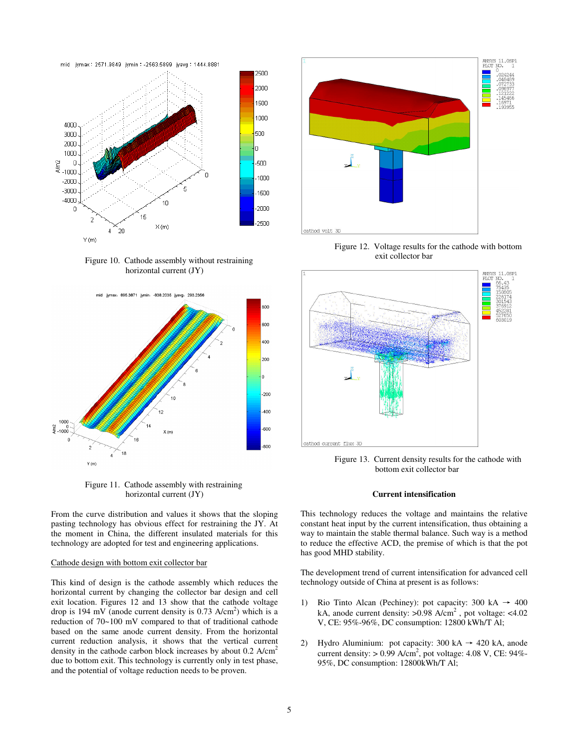Figure 10. Cathode assembly without restraining horizontal current (JY)

Figure 11. Cathode assembly with restraining horizontal current (JY)

From the curve distribution and values it shows that the sloping pasting technology has obvious effect for restraining the JY. At the moment in China, the different insulated materials for this technology are adopted for test and engineering applications.

Cathode design with bottom exit collector bar

This kind of design is the cathode assembly which reduces the horizontal current by changing the collector bar design and cell exit location. Figures 12 and 13 show that the cathode voltage drop is 194 mV (anode current density is 0.73 A/cm$^2$) which is a reduction of 70~100 mV compared to that of traditional cathode based on the same anode current density. From the horizontal current reduction analysis, it shows that the vertical current density in the cathode carbon block increases by about 0.2 A/cm$^2$ due to bottom exit. This technology is currently only in test phase, and the potential of voltage reduction needs to be proven.

Figure 12. Voltage results for the cathode with bottom exit collector bar

Figure 13. Current density results for the cathode with bottom exit collector bar

### Current intensification

This technology reduces the voltage and maintains the relative constant heat input by the current intensification, thus obtaining a way to maintain the stable thermal balance. Such way is a method to reduce the effective ACD, the premise of which is that the pot has good MHD stability.

The development trend of current intensification for advanced cell technology outside of China at present is as follows:

1) Rio Tinto Alcan (Pechiney): pot capacity: 300 kA → 400 kA, anode current density: >0.98 A/cm$^2$ , pot voltage: <4.02 V, CE: 95%-96%, DC consumption: 12800 kWh/T Al;

2) Hydro Aluminium: pot capacity: 300 kA → 420 kA, anode current density: > 0.99 A/cm$^2$, pot voltage: 4.08 V, CE: 94%-95%, DC consumption: 12800kWh/T Al;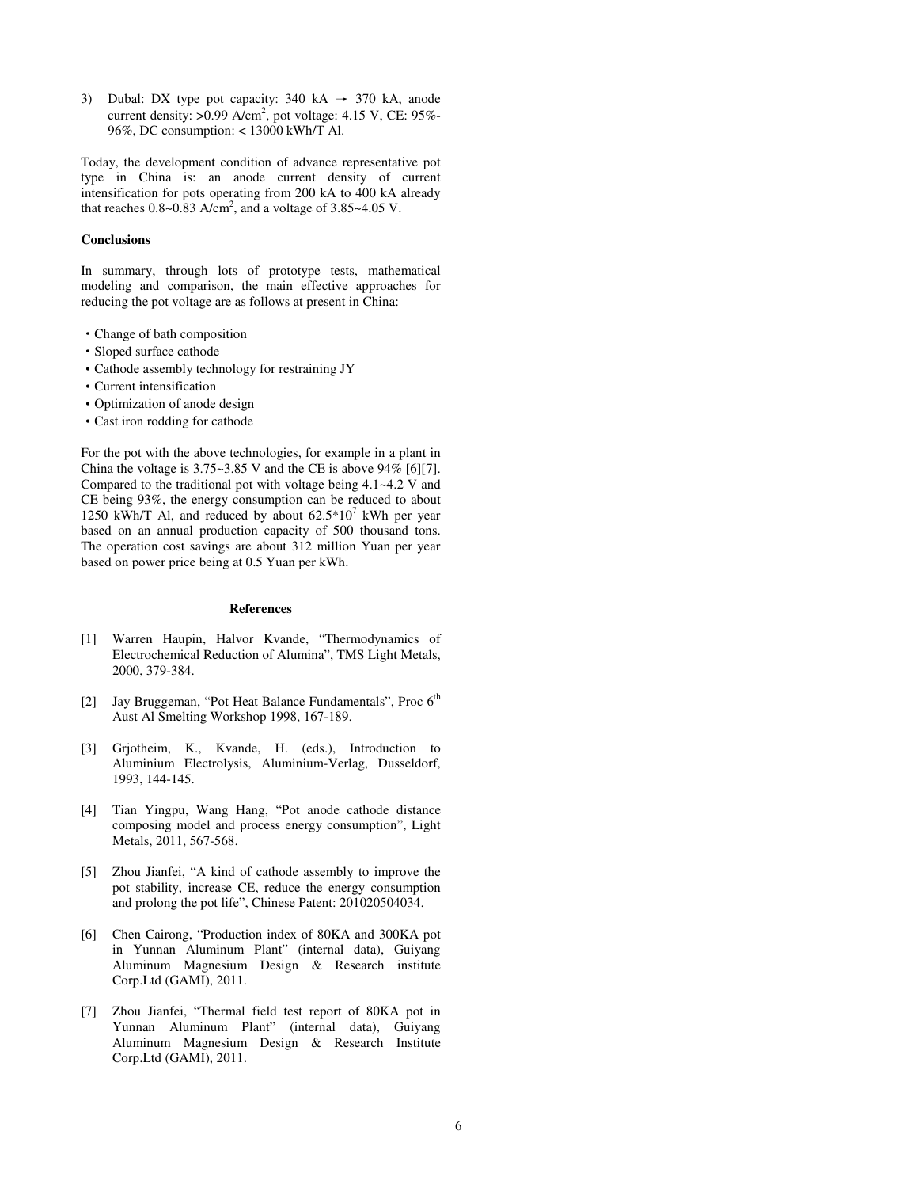3) Dubal: DX type pot capacity: 340 kA → 370 kA, anode current density: >0.99 A/cm$^2$, pot voltage: 4.15 V, CE: 95%-96%, DC consumption: < 13000 kWh/T Al.

Today, the development condition of advance representative pot type in China is: an anode current density of current intensification for pots operating from 200 kA to 400 kA already that reaches 0.8~0.83 A/cm$^2$, and a voltage of 3.85~4.05 V.

### Conclusions

In summary, through lots of prototype tests, mathematical modeling and comparison, the main effective approaches for reducing the pot voltage are as follows at present in China:

- Change of bath composition
- Sloped surface cathode
- Cathode assembly technology for restraining JY
- Current intensification
- Optimization of anode design
- Cast iron rodding for cathode

For the pot with the above technologies, for example in a plant in China the voltage is 3.75~3.85 V and the CE is above 94% [6][7]. Compared to the traditional pot with voltage being 4.1~4.2 V and CE being 93%, the energy consumption can be reduced to about 1250 kWh/T Al, and reduced by about $62.5*10^7$ kWh per year based on an annual production capacity of 500 thousand tons. The operation cost savings are about 312 million Yuan per year based on power price being at 0.5 Yuan per kWh.

### References

[1] Warren Haupin, Halvor Kvande, "Thermodynamics of Electrochemical Reduction of Alumina", TMS Light Metals, 2000, 379-384.

[2] Jay Bruggeman, "Pot Heat Balance Fundamentals", Proc 6th Aust Al Smelting Workshop 1998, 167-189.

[3] Grjotheim, K., Kvande, H. (eds.), Introduction to Aluminium Electrolysis, Aluminium-Verlag, Dusseldorf, 1993, 144-145.

[4] Tian Yingpu, Wang Hang, "Pot anode cathode distance composing model and process energy consumption", Light Metals, 2011, 567-568.

[5] Zhou Jianfei, "A kind of cathode assembly to improve the pot stability, increase CE, reduce the energy consumption and prolong the pot life", Chinese Patent: 201020504034.

[6] Chen Cairong, "Production index of 80KA and 300KA pot in Yunnan Aluminum Plant" (internal data), Guiyang Aluminum Magnesium Design & Research institute Corp.Ltd (GAMI), 2011.

[7] Zhou Jianfei, "Thermal field test report of 80KA pot in Yunnan Aluminum Plant" (internal data), Guiyang Aluminum Magnesium Design & Research Institute Corp.Ltd (GAMI), 2011.